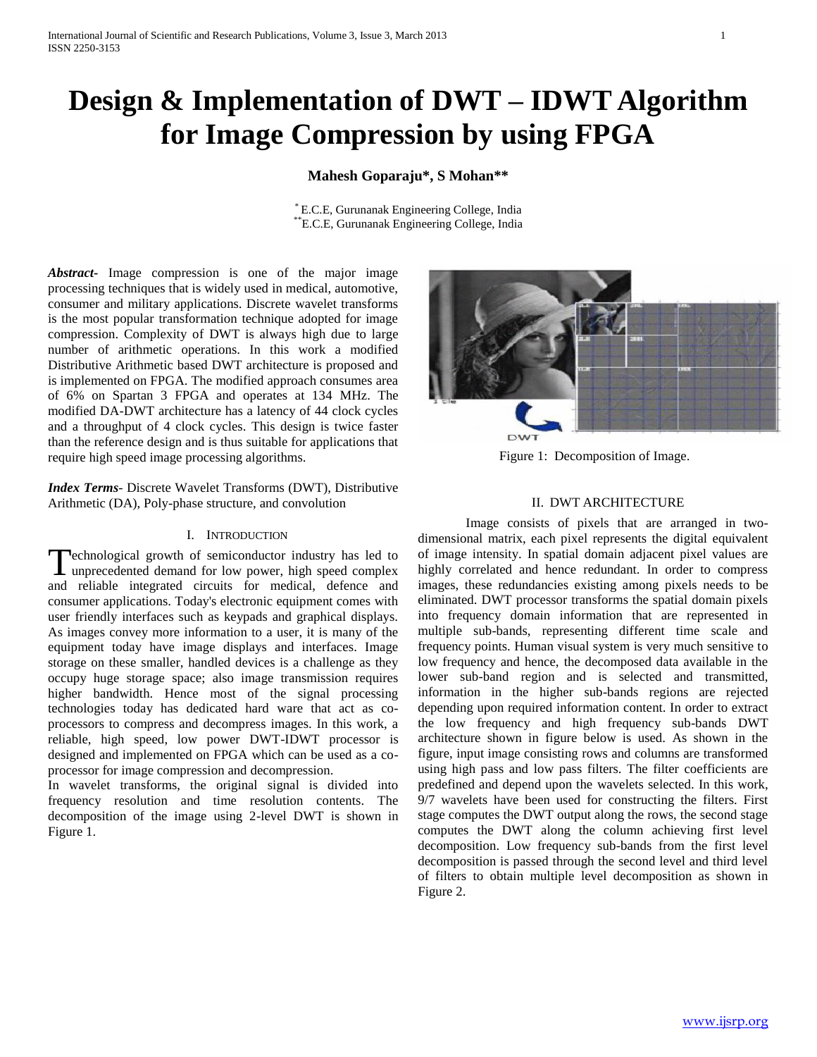# Design & Implementation of DWT – IDWT Algorithm for Image Compression by using FPGA

**Mahesh Goparaju\*, S Mohan\*\***

\* E.C.E, Gurunanak Engineering College, India
\*\*E.C.E, Gurunanak Engineering College, India

***Abstract***- Image compression is one of the major image processing techniques that is widely used in medical, automotive, consumer and military applications. Discrete wavelet transforms is the most popular transformation technique adopted for image compression. Complexity of DWT is always high due to large number of arithmetic operations. In this work a modified Distributive Arithmetic based DWT architecture is proposed and is implemented on FPGA. The modified approach consumes area of 6% on Spartan 3 FPGA and operates at 134 MHz. The modified DA-DWT architecture has a latency of 44 clock cycles and a throughput of 4 clock cycles. This design is twice faster than the reference design and is thus suitable for applications that require high speed image processing algorithms.

***Index Terms***- Discrete Wavelet Transforms (DWT), Distributive Arithmetic (DA), Poly-phase structure, and convolution

## I. Introduction

Technological growth of semiconductor industry has led to unprecedented demand for low power, high speed complex and reliable integrated circuits for medical, defence and consumer applications. Today's electronic equipment comes with user friendly interfaces such as keypads and graphical displays. As images convey more information to a user, it is many of the equipment today have image displays and interfaces. Image storage on these smaller, handled devices is a challenge as they occupy huge storage space; also image transmission requires higher bandwidth. Hence most of the signal processing technologies today has dedicated hard ware that act as co-processors to compress and decompress images. In this work, a reliable, high speed, low power DWT-IDWT processor is designed and implemented on FPGA which can be used as a co-processor for image compression and decompression.

In wavelet transforms, the original signal is divided into frequency resolution and time resolution contents. The decomposition of the image using 2-level DWT is shown in Figure 1.

Figure 1: Decomposition of Image.

## II. DWT Architecture

Image consists of pixels that are arranged in two-dimensional matrix, each pixel represents the digital equivalent of image intensity. In spatial domain adjacent pixel values are highly correlated and hence redundant. In order to compress images, these redundancies existing among pixels needs to be eliminated. DWT processor transforms the spatial domain pixels into frequency domain information that are represented in multiple sub-bands, representing different time scale and frequency points. Human visual system is very much sensitive to low frequency and hence, the decomposed data available in the lower sub-band region and is selected and transmitted, information in the higher sub-bands regions are rejected depending upon required information content. In order to extract the low frequency and high frequency sub-bands DWT architecture shown in figure below is used. As shown in the figure, input image consisting rows and columns are transformed using high pass and low pass filters. The filter coefficients are predefined and depend upon the wavelets selected. In this work, 9/7 wavelets have been used for constructing the filters. First stage computes the DWT output along the rows, the second stage computes the DWT along the column achieving first level decomposition. Low frequency sub-bands from the first level decomposition is passed through the second level and third level of filters to obtain multiple level decomposition as shown in Figure 2.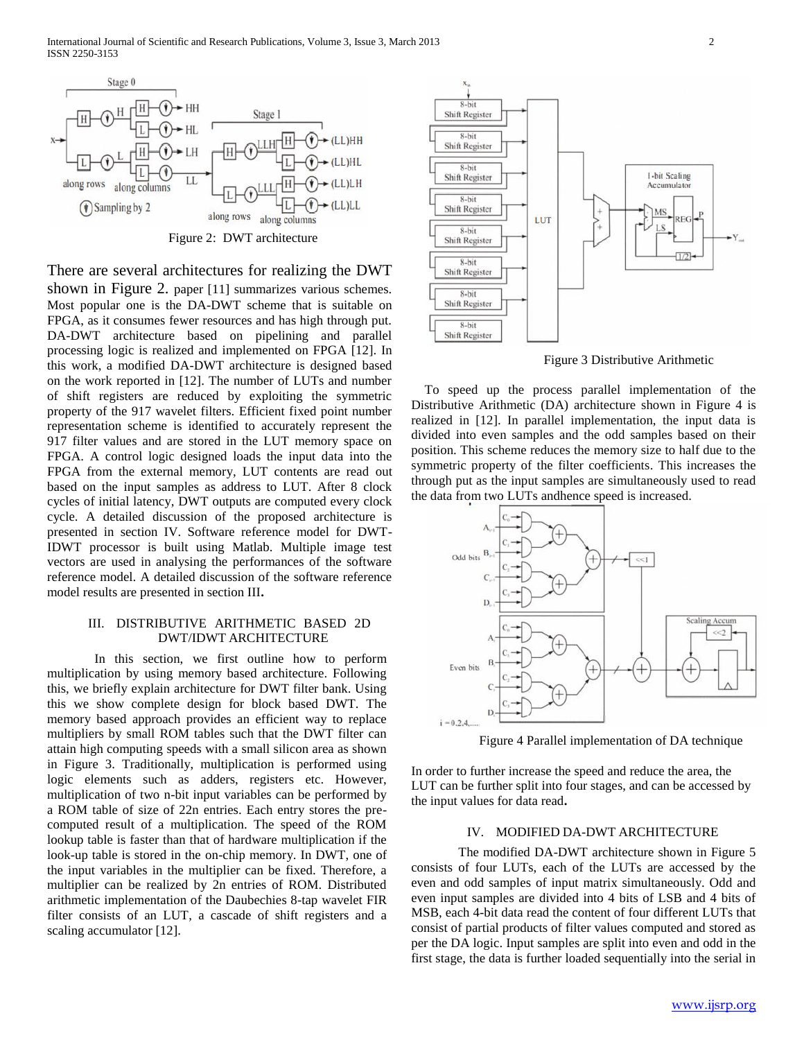Figure 2: DWT architecture

There are several architectures for realizing the DWT shown in Figure 2. paper [11] summarizes various schemes. Most popular one is the DA-DWT scheme that is suitable on FPGA, as it consumes fewer resources and has high through put. DA-DWT architecture based on pipelining and parallel processing logic is realized and implemented on FPGA [12]. In this work, a modified DA-DWT architecture is designed based on the work reported in [12]. The number of LUTs and number of shift registers are reduced by exploiting the symmetric property of the 917 wavelet filters. Efficient fixed point number representation scheme is identified to accurately represent the 917 filter values and are stored in the LUT memory space on FPGA. A control logic designed loads the input data into the FPGA from the external memory, LUT contents are read out based on the input samples as address to LUT. After 8 clock cycles of initial latency, DWT outputs are computed every clock cycle. A detailed discussion of the proposed architecture is presented in section IV. Software reference model for DWT-IDWT processor is built using Matlab. Multiple image test vectors are used in analysing the performances of the software reference model. A detailed discussion of the software reference model results are presented in section III**.**

## III. DISTRIBUTIVE ARITHMETIC BASED 2D DWT/IDWT ARCHITECTURE

In this section, we first outline how to perform multiplication by using memory based architecture. Following this, we briefly explain architecture for DWT filter bank. Using this we show complete design for block based DWT. The memory based approach provides an efficient way to replace multipliers by small ROM tables such that the DWT filter can attain high computing speeds with a small silicon area as shown in Figure 3. Traditionally, multiplication is performed using logic elements such as adders, registers etc. However, multiplication of two n-bit input variables can be performed by a ROM table of size of 22n entries. Each entry stores the pre-computed result of a multiplication. The speed of the ROM lookup table is faster than that of hardware multiplication if the look-up table is stored in the on-chip memory. In DWT, one of the input variables in the multiplier can be fixed. Therefore, a multiplier can be realized by 2n entries of ROM. Distributed arithmetic implementation of the Daubechies 8-tap wavelet FIR filter consists of an LUT, a cascade of shift registers and a scaling accumulator [12].

Figure 3 Distributive Arithmetic

To speed up the process parallel implementation of the Distributive Arithmetic (DA) architecture shown in Figure 4 is realized in [12]. In parallel implementation, the input data is divided into even samples and the odd samples based on their position. This scheme reduces the memory size to half due to the symmetric property of the filter coefficients. This increases the through put as the input samples are simultaneously used to read the data from two LUTs andhence speed is increased.

Figure 4 Parallel implementation of DA technique

In order to further increase the speed and reduce the area, the LUT can be further split into four stages, and can be accessed by the input values for data read**.**

## IV. MODIFIED DA-DWT ARCHITECTURE

The modified DA-DWT architecture shown in Figure 5 consists of four LUTs, each of the LUTs are accessed by the even and odd samples of input matrix simultaneously. Odd and even input samples are divided into 4 bits of LSB and 4 bits of MSB, each 4-bit data read the content of four different LUTs that consist of partial products of filter values computed and stored as per the DA logic. Input samples are split into even and odd in the first stage, the data is further loaded sequentially into the serial in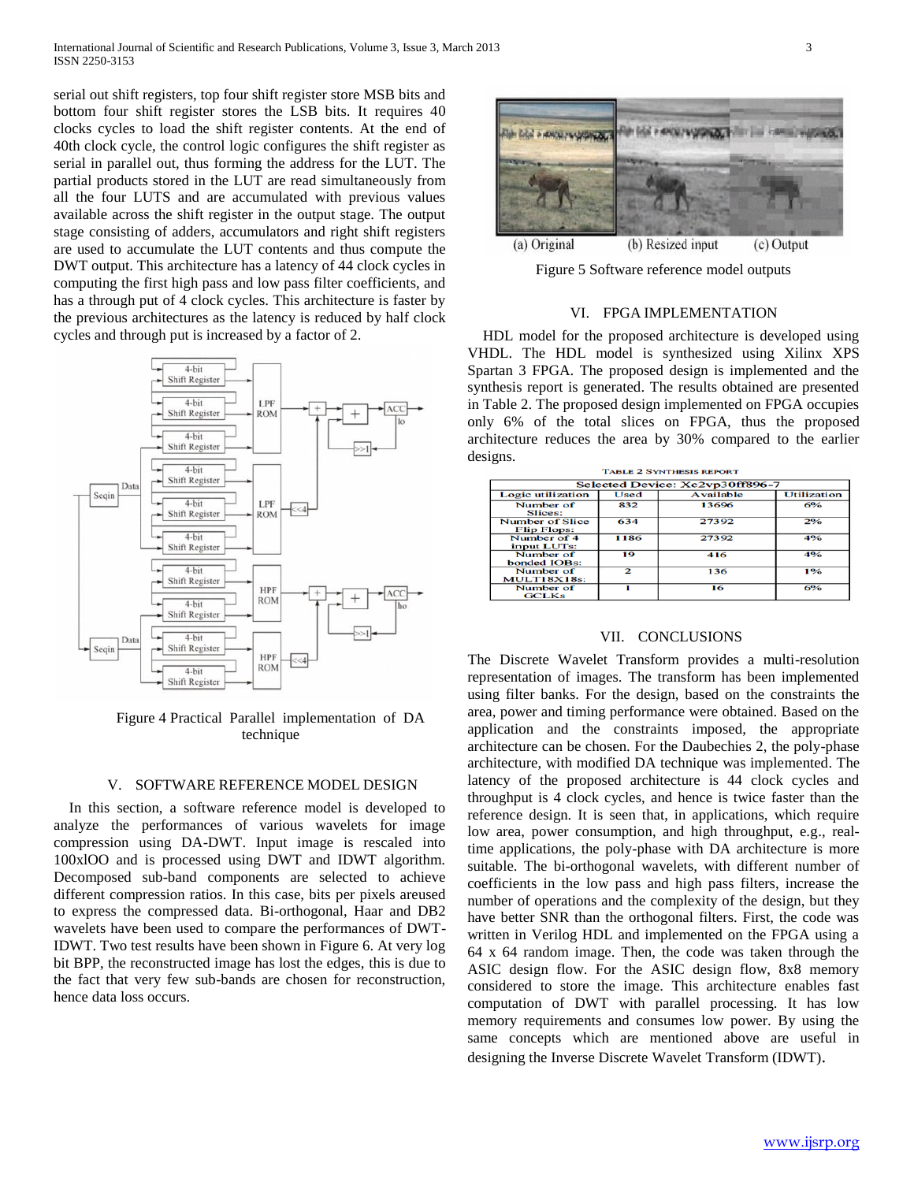serial out shift registers, top four shift register store MSB bits and bottom four shift register stores the LSB bits. It requires 40 clocks cycles to load the shift register contents. At the end of 40th clock cycle, the control logic configures the shift register as serial in parallel out, thus forming the address for the LUT. The partial products stored in the LUT are read simultaneously from all the four LUTS and are accumulated with previous values available across the shift register in the output stage. The output stage consisting of adders, accumulators and right shift registers are used to accumulate the LUT contents and thus compute the DWT output. This architecture has a latency of 44 clock cycles in computing the first high pass and low pass filter coefficients, and has a through put of 4 clock cycles. This architecture is faster by the previous architectures as the latency is reduced by half clock cycles and through put is increased by a factor of 2.

Figure 4 Practical Parallel implementation of DA technique

## V. SOFTWARE REFERENCE MODEL DESIGN

In this section, a software reference model is developed to analyze the performances of various wavelets for image compression using DA-DWT. Input image is rescaled into 100xlOO and is processed using DWT and IDWT algorithm. Decomposed sub-band components are selected to achieve different compression ratios. In this case, bits per pixels areused to express the compressed data. Bi-orthogonal, Haar and DB2 wavelets have been used to compare the performances of DWT-IDWT. Two test results have been shown in Figure 6. At very log bit BPP, the reconstructed image has lost the edges, this is due to the fact that very few sub-bands are chosen for reconstruction, hence data loss occurs.

(a) Original (b) Resized input (c) Output

Figure 5 Software reference model outputs

## VI. FPGA IMPLEMENTATION

HDL model for the proposed architecture is developed using VHDL. The HDL model is synthesized using Xilinx XPS Spartan 3 FPGA. The proposed design is implemented and the synthesis report is generated. The results obtained are presented in Table 2. The proposed design implemented on FPGA occupies only 6% of the total slices on FPGA, thus the proposed architecture reduces the area by 30% compared to the earlier designs.

TABLE 2 SYNTHESIS REPORT

| Selected Device: Xc2vp30ff896-7 | | | |
|---|---|---|---|
| Logic utilization | Used | Available | Utilization |
| Number of Slices: | 832 | 13696 | 6% |
| Number of Slice Flip Flops: | 634 | 27392 | 2% |
| Number of 4 input LUTs: | 1186 | 27392 | 4% |
| Number of bonded IOBs: | 19 | 416 | 4% |
| Number of MULT18X18s: | 2 | 136 | 1% |
| Number of GCLKs | 1 | 16 | 6% |

## VII. CONCLUSIONS

The Discrete Wavelet Transform provides a multi-resolution representation of images. The transform has been implemented using filter banks. For the design, based on the constraints the area, power and timing performance were obtained. Based on the application and the constraints imposed, the appropriate architecture can be chosen. For the Daubechies 2, the poly-phase architecture, with modified DA technique was implemented. The latency of the proposed architecture is 44 clock cycles and throughput is 4 clock cycles, and hence is twice faster than the reference design. It is seen that, in applications, which require low area, power consumption, and high throughput, e.g., real-time applications, the poly-phase with DA architecture is more suitable. The bi-orthogonal wavelets, with different number of coefficients in the low pass and high pass filters, increase the number of operations and the complexity of the design, but they have better SNR than the orthogonal filters. First, the code was written in Verilog HDL and implemented on the FPGA using a 64 x 64 random image. Then, the code was taken through the ASIC design flow. For the ASIC design flow, 8x8 memory considered to store the image. This architecture enables fast computation of DWT with parallel processing. It has low memory requirements and consumes low power. By using the same concepts which are mentioned above are useful in designing the Inverse Discrete Wavelet Transform (IDWT).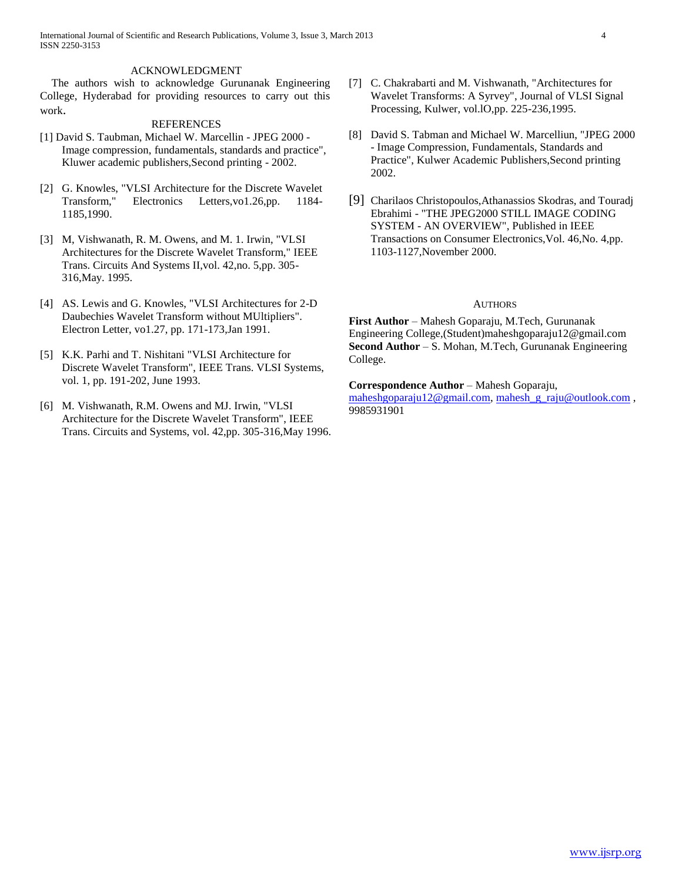## ACKNOWLEDGMENT

The authors wish to acknowledge Gurunanak Engineering College, Hyderabad for providing resources to carry out this work.

## REFERENCES

[1] David S. Taubman, Michael W. Marcellin - JPEG 2000 - Image compression, fundamentals, standards and practice", Kluwer academic publishers,Second printing - 2002.

[2] G. Knowles, "VLSI Architecture for the Discrete Wavelet Transform," Electronics Letters,vo1.26,pp. 1184-1185,1990.

[3] M, Vishwanath, R. M. Owens, and M. 1. Irwin, "VLSI Architectures for the Discrete Wavelet Transform," IEEE Trans. Circuits And Systems II,vol. 42,no. 5,pp. 305-316,May. 1995.

[4] AS. Lewis and G. Knowles, "VLSI Architectures for 2-D Daubechies Wavelet Transform without MUltipliers". Electron Letter, vo1.27, pp. 171-173,Jan 1991.

[5] K.K. Parhi and T. Nishitani "VLSI Architecture for Discrete Wavelet Transform", IEEE Trans. VLSI Systems, vol. 1, pp. 191-202, June 1993.

[6] M. Vishwanath, R.M. Owens and MJ. Irwin, "VLSI Architecture for the Discrete Wavelet Transform", IEEE Trans. Circuits and Systems, vol. 42,pp. 305-316,May 1996.

[7] C. Chakrabarti and M. Vishwanath, "Architectures for Wavelet Transforms: A Syrvey", Journal of VLSI Signal Processing, Kulwer, vol.lO,pp. 225-236,1995.

[8] David S. Tabman and Michael W. Marcelliun, "JPEG 2000 - Image Compression, Fundamentals, Standards and Practice", Kulwer Academic Publishers,Second printing 2002.

[9] Charilaos Christopoulos,Athanassios Skodras, and Touradj Ebrahimi - "THE JPEG2000 STILL IMAGE CODING SYSTEM - AN OVERVIEW", Published in IEEE Transactions on Consumer Electronics,Vol. 46,No. 4,pp. 1103-1127,November 2000.

## AUTHORS

**First Author** – Mahesh Goparaju, M.Tech, Gurunanak Engineering College,(Student)maheshgoparaju12@gmail.com
**Second Author** – S. Mohan, M.Tech, Gurunanak Engineering College.

**Correspondence Author** – Mahesh Goparaju, maheshgoparaju12@gmail.com, mahesh_g_raju@outlook.com , 9985931901